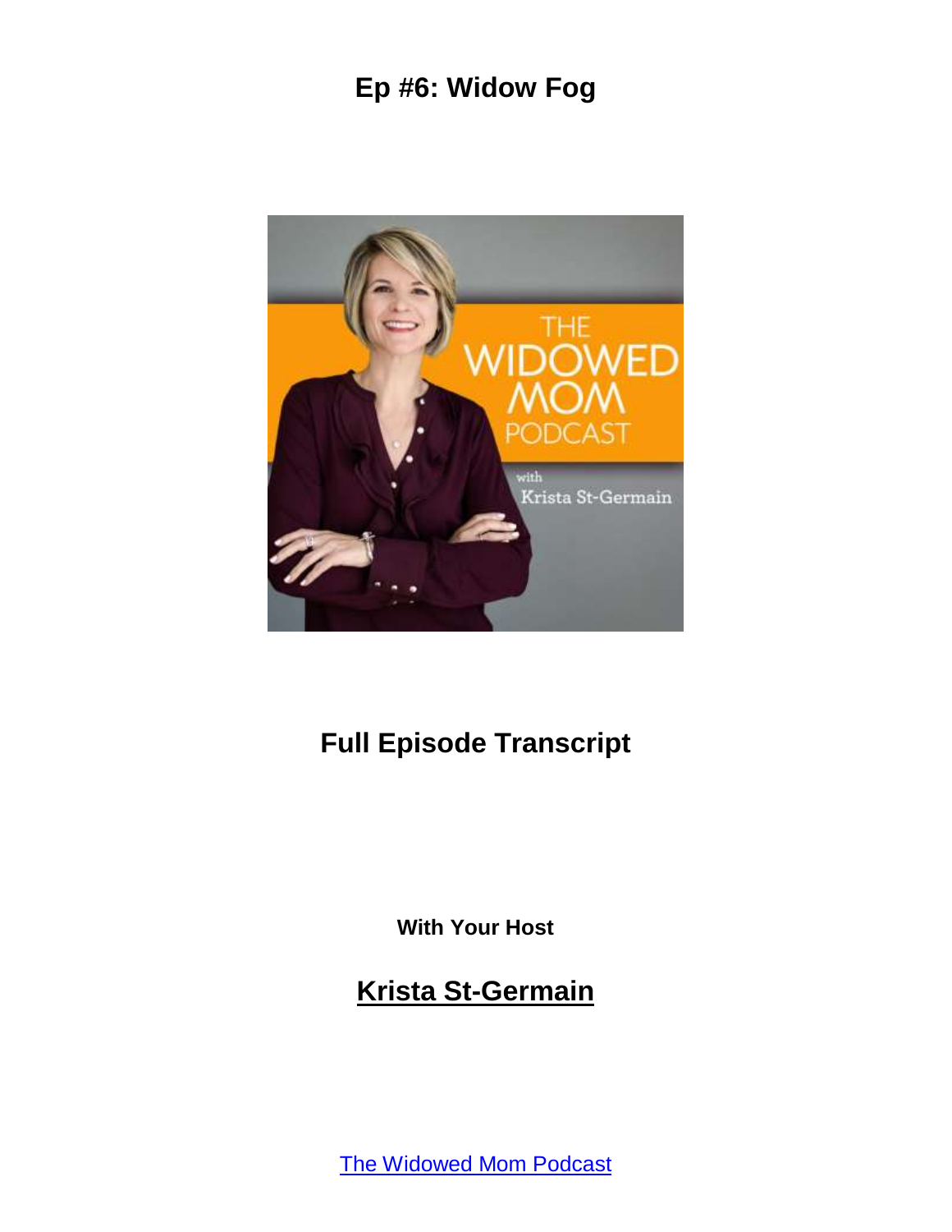# Ep #6: Widow Fog

## Full Episode Transcript

**With Your Host**

## Krista St-Germain

The Widowed Mom Podcast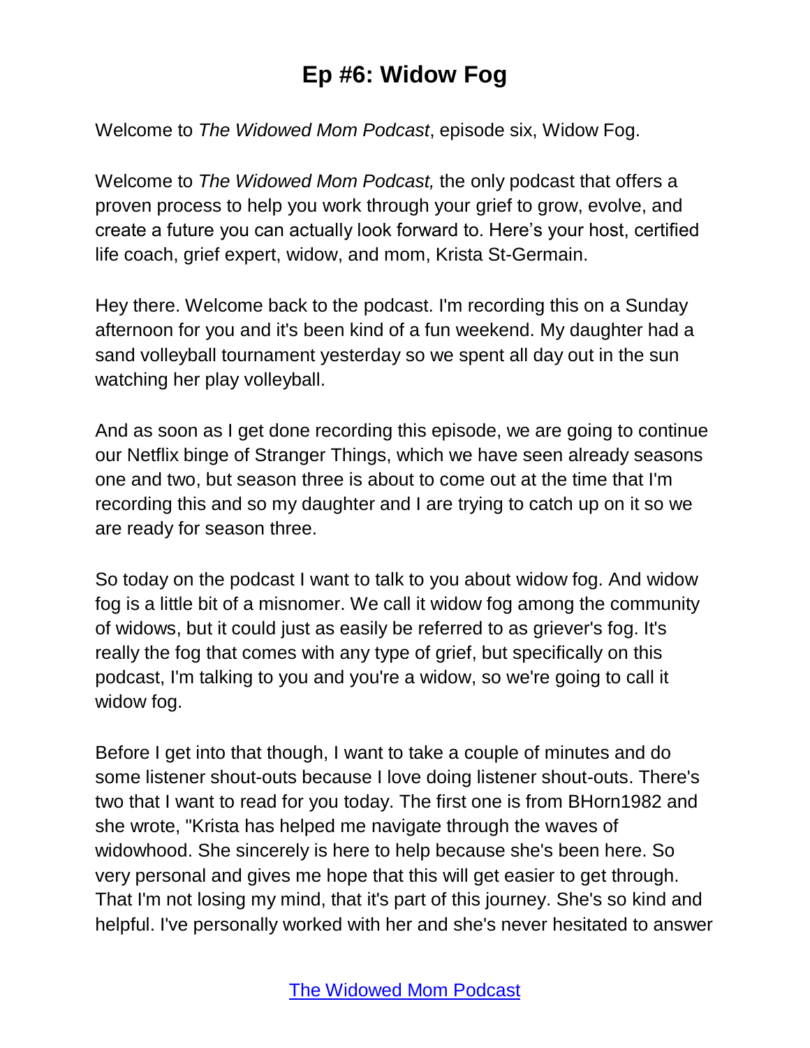# Ep #6: Widow Fog

Welcome to *The Widowed Mom Podcast*, episode six, Widow Fog.

Welcome to *The Widowed Mom Podcast,* the only podcast that offers a proven process to help you work through your grief to grow, evolve, and create a future you can actually look forward to. Here's your host, certified life coach, grief expert, widow, and mom, Krista St-Germain.

Hey there. Welcome back to the podcast. I'm recording this on a Sunday afternoon for you and it's been kind of a fun weekend. My daughter had a sand volleyball tournament yesterday so we spent all day out in the sun watching her play volleyball.

And as soon as I get done recording this episode, we are going to continue our Netflix binge of Stranger Things, which we have seen already seasons one and two, but season three is about to come out at the time that I'm recording this and so my daughter and I are trying to catch up on it so we are ready for season three.

So today on the podcast I want to talk to you about widow fog. And widow fog is a little bit of a misnomer. We call it widow fog among the community of widows, but it could just as easily be referred to as griever's fog. It's really the fog that comes with any type of grief, but specifically on this podcast, I'm talking to you and you're a widow, so we're going to call it widow fog.

Before I get into that though, I want to take a couple of minutes and do some listener shout-outs because I love doing listener shout-outs. There's two that I want to read for you today. The first one is from BHorn1982 and she wrote, "Krista has helped me navigate through the waves of widowhood. She sincerely is here to help because she's been here. So very personal and gives me hope that this will get easier to get through. That I'm not losing my mind, that it's part of this journey. She's so kind and helpful. I've personally worked with her and she's never hesitated to answer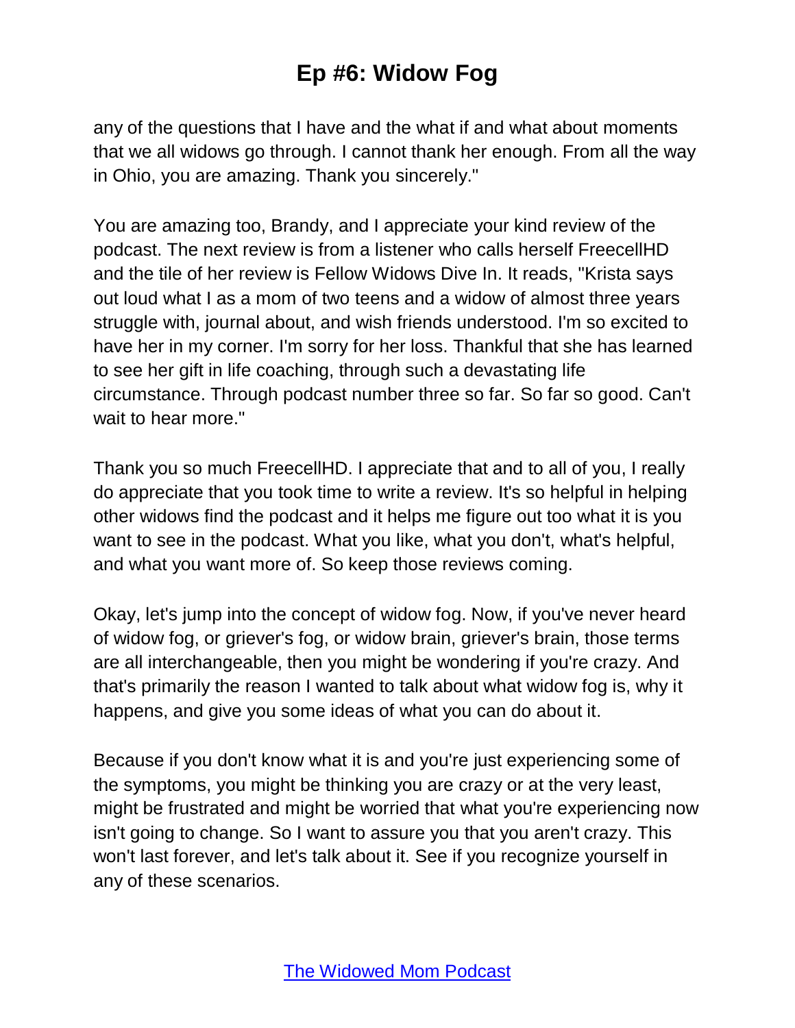any of the questions that I have and the what if and what about moments that we all widows go through. I cannot thank her enough. From all the way in Ohio, you are amazing. Thank you sincerely."

You are amazing too, Brandy, and I appreciate your kind review of the podcast. The next review is from a listener who calls herself FreecellHD and the tile of her review is Fellow Widows Dive In. It reads, "Krista says out loud what I as a mom of two teens and a widow of almost three years struggle with, journal about, and wish friends understood. I'm so excited to have her in my corner. I'm sorry for her loss. Thankful that she has learned to see her gift in life coaching, through such a devastating life circumstance. Through podcast number three so far. So far so good. Can't wait to hear more."

Thank you so much FreecellHD. I appreciate that and to all of you, I really do appreciate that you took time to write a review. It's so helpful in helping other widows find the podcast and it helps me figure out too what it is you want to see in the podcast. What you like, what you don't, what's helpful, and what you want more of. So keep those reviews coming.

Okay, let's jump into the concept of widow fog. Now, if you've never heard of widow fog, or griever's fog, or widow brain, griever's brain, those terms are all interchangeable, then you might be wondering if you're crazy. And that's primarily the reason I wanted to talk about what widow fog is, why it happens, and give you some ideas of what you can do about it.

Because if you don't know what it is and you're just experiencing some of the symptoms, you might be thinking you are crazy or at the very least, might be frustrated and might be worried that what you're experiencing now isn't going to change. So I want to assure you that you aren't crazy. This won't last forever, and let's talk about it. See if you recognize yourself in any of these scenarios.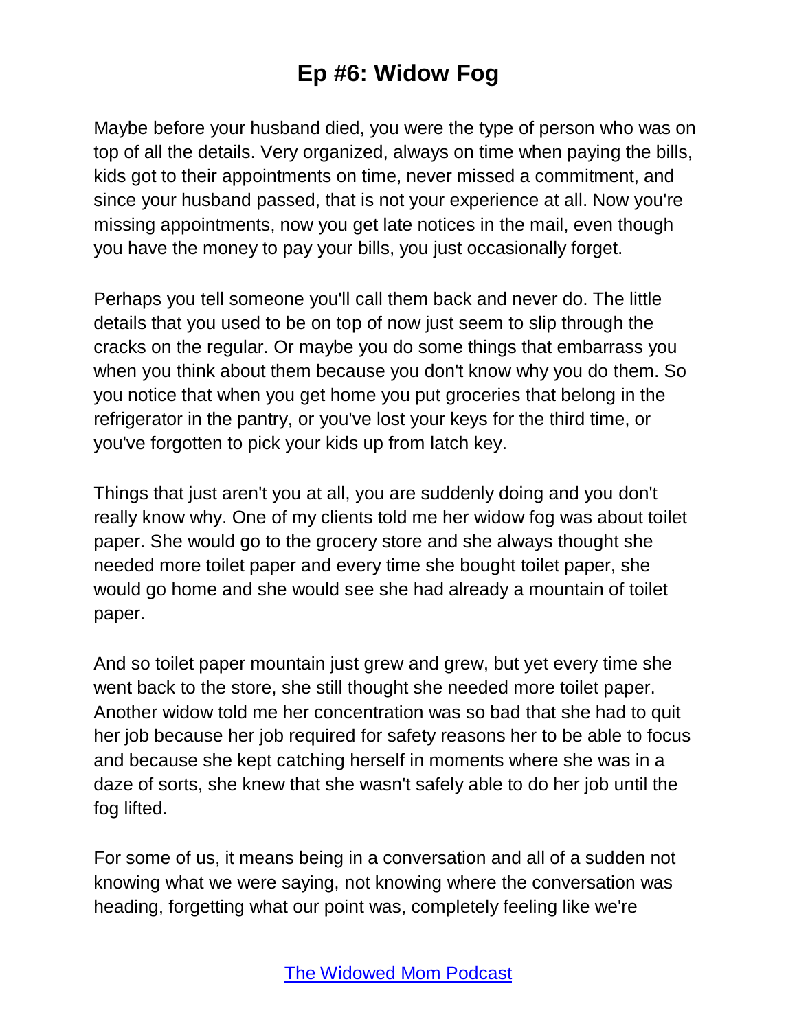# Ep #6: Widow Fog

Maybe before your husband died, you were the type of person who was on top of all the details. Very organized, always on time when paying the bills, kids got to their appointments on time, never missed a commitment, and since your husband passed, that is not your experience at all. Now you're missing appointments, now you get late notices in the mail, even though you have the money to pay your bills, you just occasionally forget.

Perhaps you tell someone you'll call them back and never do. The little details that you used to be on top of now just seem to slip through the cracks on the regular. Or maybe you do some things that embarrass you when you think about them because you don't know why you do them. So you notice that when you get home you put groceries that belong in the refrigerator in the pantry, or you've lost your keys for the third time, or you've forgotten to pick your kids up from latch key.

Things that just aren't you at all, you are suddenly doing and you don't really know why. One of my clients told me her widow fog was about toilet paper. She would go to the grocery store and she always thought she needed more toilet paper and every time she bought toilet paper, she would go home and she would see she had already a mountain of toilet paper.

And so toilet paper mountain just grew and grew, but yet every time she went back to the store, she still thought she needed more toilet paper. Another widow told me her concentration was so bad that she had to quit her job because her job required for safety reasons her to be able to focus and because she kept catching herself in moments where she was in a daze of sorts, she knew that she wasn't safely able to do her job until the fog lifted.

For some of us, it means being in a conversation and all of a sudden not knowing what we were saying, not knowing where the conversation was heading, forgetting what our point was, completely feeling like we're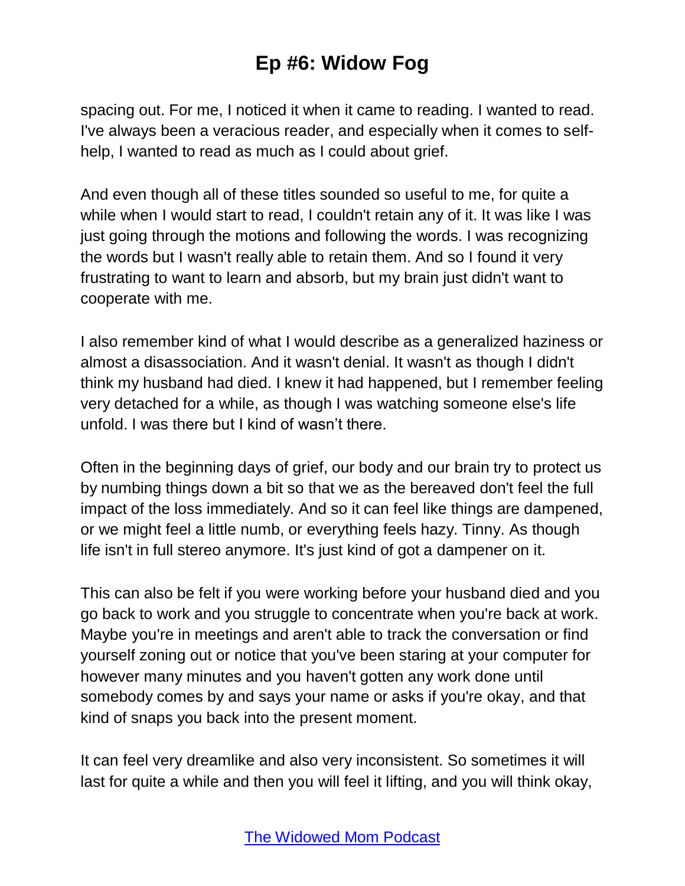spacing out. For me, I noticed it when it came to reading. I wanted to read. I've always been a veracious reader, and especially when it comes to self-help, I wanted to read as much as I could about grief.

And even though all of these titles sounded so useful to me, for quite a while when I would start to read, I couldn't retain any of it. It was like I was just going through the motions and following the words. I was recognizing the words but I wasn't really able to retain them. And so I found it very frustrating to want to learn and absorb, but my brain just didn't want to cooperate with me.

I also remember kind of what I would describe as a generalized haziness or almost a disassociation. And it wasn't denial. It wasn't as though I didn't think my husband had died. I knew it had happened, but I remember feeling very detached for a while, as though I was watching someone else's life unfold. I was there but I kind of wasn't there.

Often in the beginning days of grief, our body and our brain try to protect us by numbing things down a bit so that we as the bereaved don't feel the full impact of the loss immediately. And so it can feel like things are dampened, or we might feel a little numb, or everything feels hazy. Tinny. As though life isn't in full stereo anymore. It's just kind of got a dampener on it.

This can also be felt if you were working before your husband died and you go back to work and you struggle to concentrate when you're back at work. Maybe you're in meetings and aren't able to track the conversation or find yourself zoning out or notice that you've been staring at your computer for however many minutes and you haven't gotten any work done until somebody comes by and says your name or asks if you're okay, and that kind of snaps you back into the present moment.

It can feel very dreamlike and also very inconsistent. So sometimes it will last for quite a while and then you will feel it lifting, and you will think okay,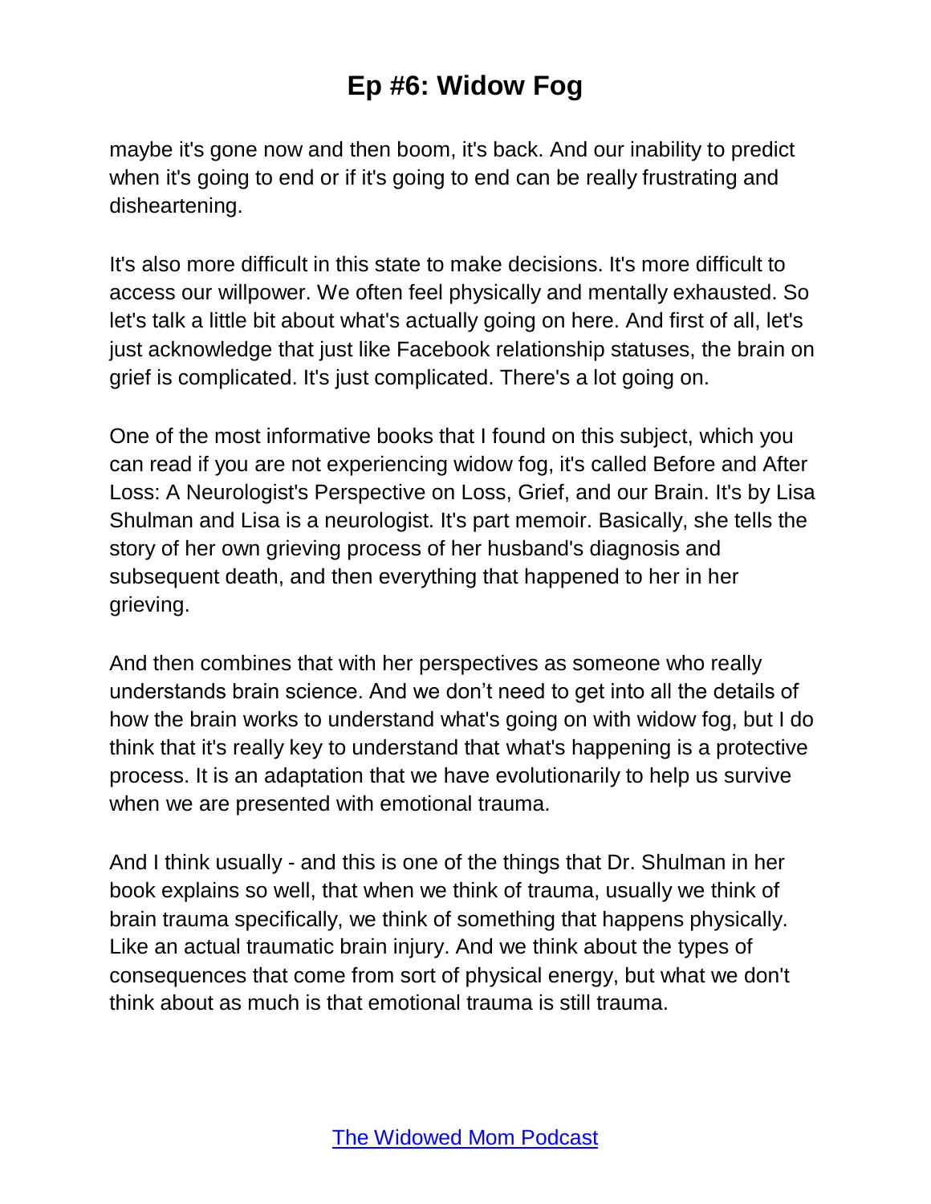maybe it's gone now and then boom, it's back. And our inability to predict when it's going to end or if it's going to end can be really frustrating and disheartening.

It's also more difficult in this state to make decisions. It's more difficult to access our willpower. We often feel physically and mentally exhausted. So let's talk a little bit about what's actually going on here. And first of all, let's just acknowledge that just like Facebook relationship statuses, the brain on grief is complicated. It's just complicated. There's a lot going on.

One of the most informative books that I found on this subject, which you can read if you are not experiencing widow fog, it's called Before and After Loss: A Neurologist's Perspective on Loss, Grief, and our Brain. It's by Lisa Shulman and Lisa is a neurologist. It's part memoir. Basically, she tells the story of her own grieving process of her husband's diagnosis and subsequent death, and then everything that happened to her in her grieving.

And then combines that with her perspectives as someone who really understands brain science. And we don't need to get into all the details of how the brain works to understand what's going on with widow fog, but I do think that it's really key to understand that what's happening is a protective process. It is an adaptation that we have evolutionarily to help us survive when we are presented with emotional trauma.

And I think usually - and this is one of the things that Dr. Shulman in her book explains so well, that when we think of trauma, usually we think of brain trauma specifically, we think of something that happens physically. Like an actual traumatic brain injury. And we think about the types of consequences that come from sort of physical energy, but what we don't think about as much is that emotional trauma is still trauma.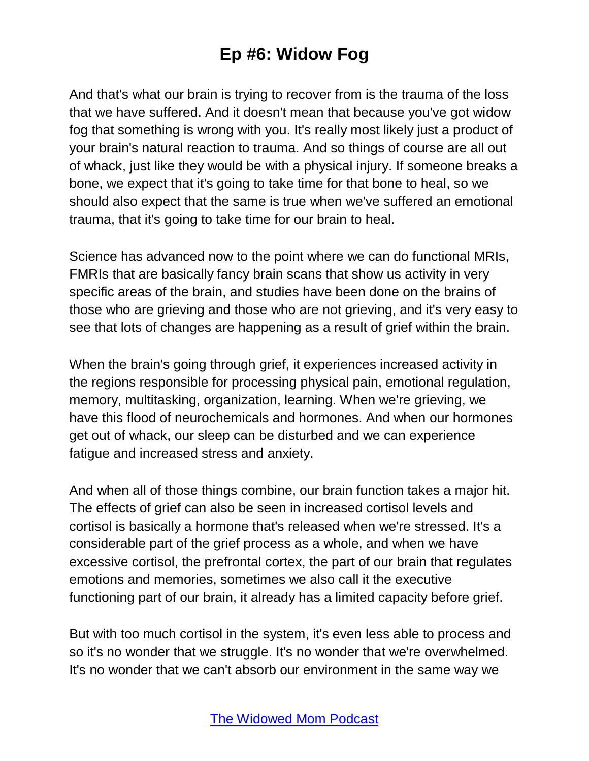And that's what our brain is trying to recover from is the trauma of the loss that we have suffered. And it doesn't mean that because you've got widow fog that something is wrong with you. It's really most likely just a product of your brain's natural reaction to trauma. And so things of course are all out of whack, just like they would be with a physical injury. If someone breaks a bone, we expect that it's going to take time for that bone to heal, so we should also expect that the same is true when we've suffered an emotional trauma, that it's going to take time for our brain to heal.

Science has advanced now to the point where we can do functional MRIs, FMRIs that are basically fancy brain scans that show us activity in very specific areas of the brain, and studies have been done on the brains of those who are grieving and those who are not grieving, and it's very easy to see that lots of changes are happening as a result of grief within the brain.

When the brain's going through grief, it experiences increased activity in the regions responsible for processing physical pain, emotional regulation, memory, multitasking, organization, learning. When we're grieving, we have this flood of neurochemicals and hormones. And when our hormones get out of whack, our sleep can be disturbed and we can experience fatigue and increased stress and anxiety.

And when all of those things combine, our brain function takes a major hit. The effects of grief can also be seen in increased cortisol levels and cortisol is basically a hormone that's released when we're stressed. It's a considerable part of the grief process as a whole, and when we have excessive cortisol, the prefrontal cortex, the part of our brain that regulates emotions and memories, sometimes we also call it the executive functioning part of our brain, it already has a limited capacity before grief.

But with too much cortisol in the system, it's even less able to process and so it's no wonder that we struggle. It's no wonder that we're overwhelmed. It's no wonder that we can't absorb our environment in the same way we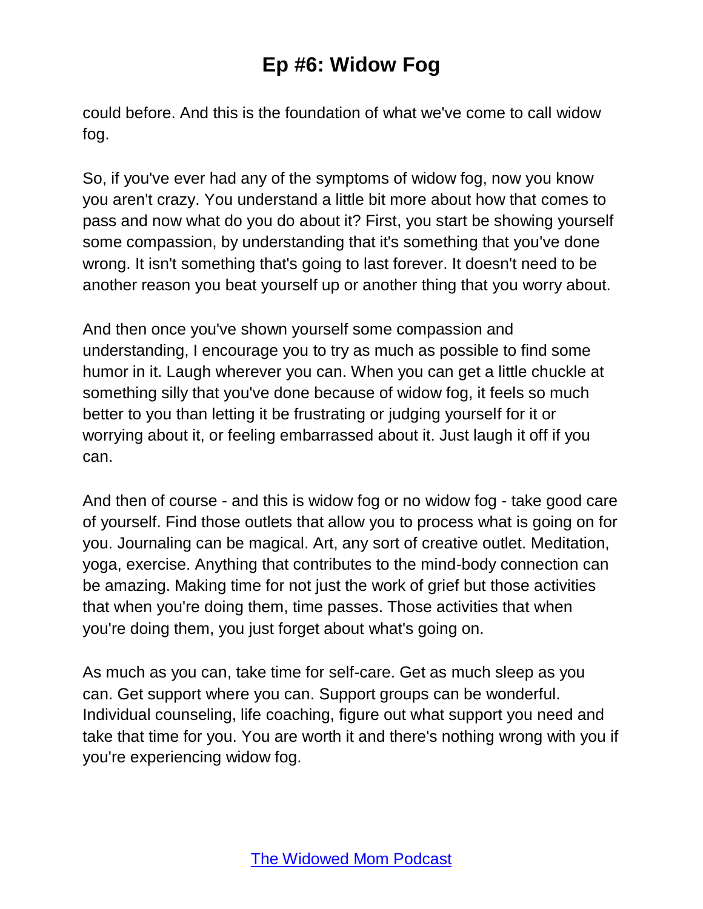could before. And this is the foundation of what we've come to call widow fog.

So, if you've ever had any of the symptoms of widow fog, now you know you aren't crazy. You understand a little bit more about how that comes to pass and now what do you do about it? First, you start be showing yourself some compassion, by understanding that it's something that you've done wrong. It isn't something that's going to last forever. It doesn't need to be another reason you beat yourself up or another thing that you worry about.

And then once you've shown yourself some compassion and understanding, I encourage you to try as much as possible to find some humor in it. Laugh wherever you can. When you can get a little chuckle at something silly that you've done because of widow fog, it feels so much better to you than letting it be frustrating or judging yourself for it or worrying about it, or feeling embarrassed about it. Just laugh it off if you can.

And then of course - and this is widow fog or no widow fog - take good care of yourself. Find those outlets that allow you to process what is going on for you. Journaling can be magical. Art, any sort of creative outlet. Meditation, yoga, exercise. Anything that contributes to the mind-body connection can be amazing. Making time for not just the work of grief but those activities that when you're doing them, time passes. Those activities that when you're doing them, you just forget about what's going on.

As much as you can, take time for self-care. Get as much sleep as you can. Get support where you can. Support groups can be wonderful. Individual counseling, life coaching, figure out what support you need and take that time for you. You are worth it and there's nothing wrong with you if you're experiencing widow fog.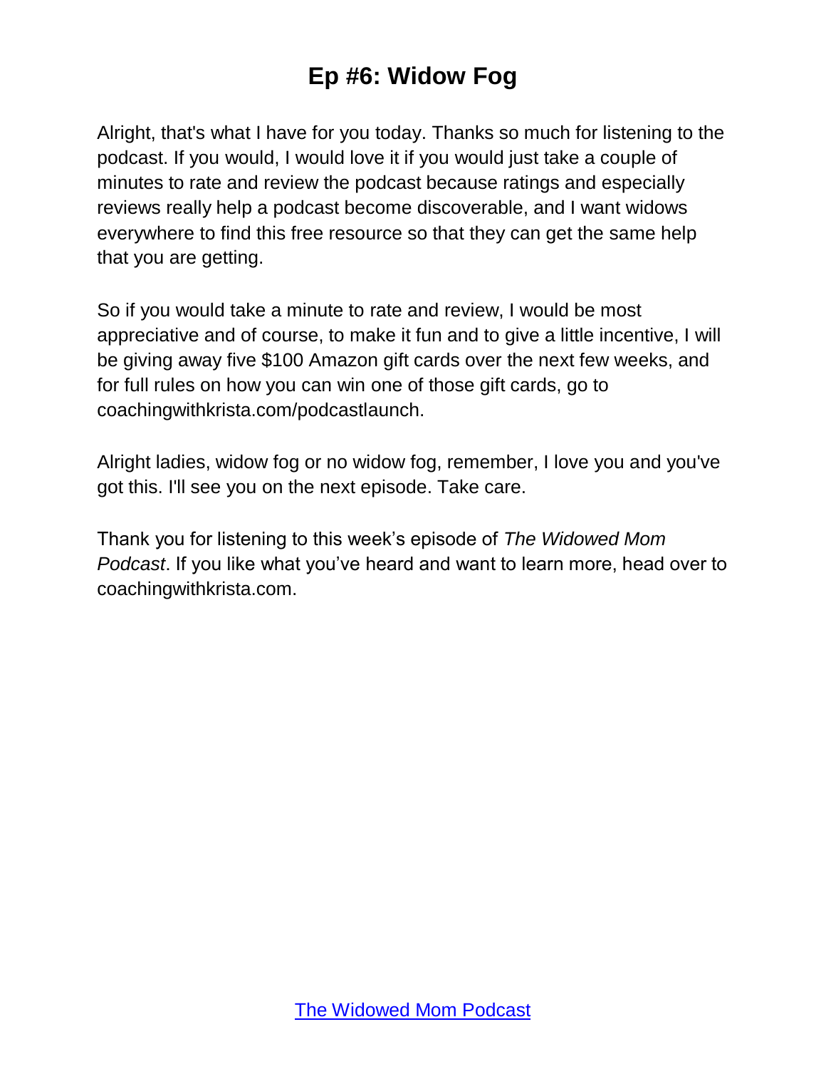Alright, that's what I have for you today. Thanks so much for listening to the podcast. If you would, I would love it if you would just take a couple of minutes to rate and review the podcast because ratings and especially reviews really help a podcast become discoverable, and I want widows everywhere to find this free resource so that they can get the same help that you are getting.

So if you would take a minute to rate and review, I would be most appreciative and of course, to make it fun and to give a little incentive, I will be giving away five $100 Amazon gift cards over the next few weeks, and for full rules on how you can win one of those gift cards, go to coachingwithkrista.com/podcastlaunch.

Alright ladies, widow fog or no widow fog, remember, I love you and you've got this. I'll see you on the next episode. Take care.

Thank you for listening to this week's episode of *The Widowed Mom Podcast*. If you like what you've heard and want to learn more, head over to coachingwithkrista.com.